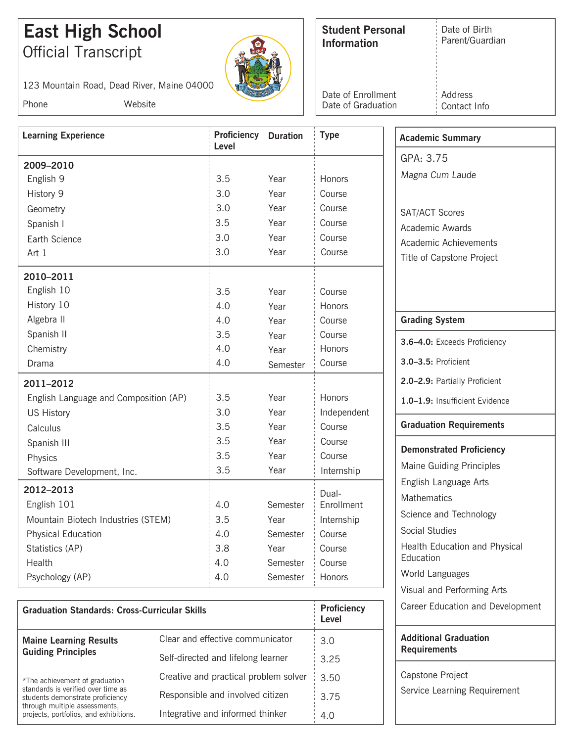# East High School

## Official Transcript

123 Mountain Road, Dead River, Maine 04000

Phone Website

| **Student Personal Information** | Date of Birth |
|---|---|
| | Parent/Guardian |
| Date of Enrollment | Address |
| Date of Graduation | Contact Info |

| **Learning Experience** | **Proficiency Level** | **Duration** | **Type** |
|---|---|---|---|
| **2009–2010** | | | |
| English 9 | 3.5 | Year | Honors |
| History 9 | 3.0 | Year | Course |
| Geometry | 3.0 | Year | Course |
| Spanish I | 3.5 | Year | Course |
| Earth Science | 3.0 | Year | Course |
| Art 1 | 3.0 | Year | Course |
| **2010–2011** | | | |
| English 10 | 3.5 | Year | Course |
| History 10 | 4.0 | Year | Honors |
| Algebra II | 4.0 | Year | Course |
| Spanish II | 3.5 | Year | Course |
| Chemistry | 4.0 | Year | Honors |
| Drama | 4.0 | Semester | Course |
| **2011–2012** | | | |
| English Language and Composition (AP) | 3.5 | Year | Honors |
| US History | 3.0 | Year | Independent |
| Calculus | 3.5 | Year | Course |
| Spanish III | 3.5 | Year | Course |
| Physics | 3.5 | Year | Course |
| Software Development, Inc. | 3.5 | Year | Internship |
| **2012–2013** | | | |
| English 101 | 4.0 | Semester | Dual-Enrollment |
| Mountain Biotech Industries (STEM) | 3.5 | Year | Internship |
| Physical Education | 4.0 | Semester | Course |
| Statistics (AP) | 3.8 | Year | Course |
| Health | 4.0 | Semester | Course |
| Psychology (AP) | 4.0 | Semester | Honors |

| **Graduation Standards: Cross-Curricular Skills** | | **Proficiency Level** |
|---|---|---|
| **Maine Learning Results Guiding Principles** | Clear and effective communicator | 3.0 |
| | Self-directed and lifelong learner | 3.25 |
| | Creative and practical problem solver | 3.50 |
| | Responsible and involved citizen | 3.75 |
| | Integrative and informed thinker | 4.0 |

*The achievement of graduation standards is verified over time as students demonstrate proficiency through multiple assessments, projects, portfolios, and exhibitions.

### Academic Summary

GPA: 3.75

*Magna Cum Laude*

SAT/ACT Scores

Academic Awards

Academic Achievements

Title of Capstone Project

### Grading System

**3.6–4.0:** Exceeds Proficiency

**3.0–3.5:** Proficient

**2.0–2.9:** Partially Proficient

**1.0–1.9:** Insufficient Evidence

### Graduation Requirements

**Demonstrated Proficiency**

- Maine Guiding Principles
- English Language Arts
- Mathematics
- Science and Technology
- Social Studies
- Health Education and Physical Education
- World Languages
- Visual and Performing Arts
- Career Education and Development

### Additional Graduation Requirements

- Capstone Project
- Service Learning Requirement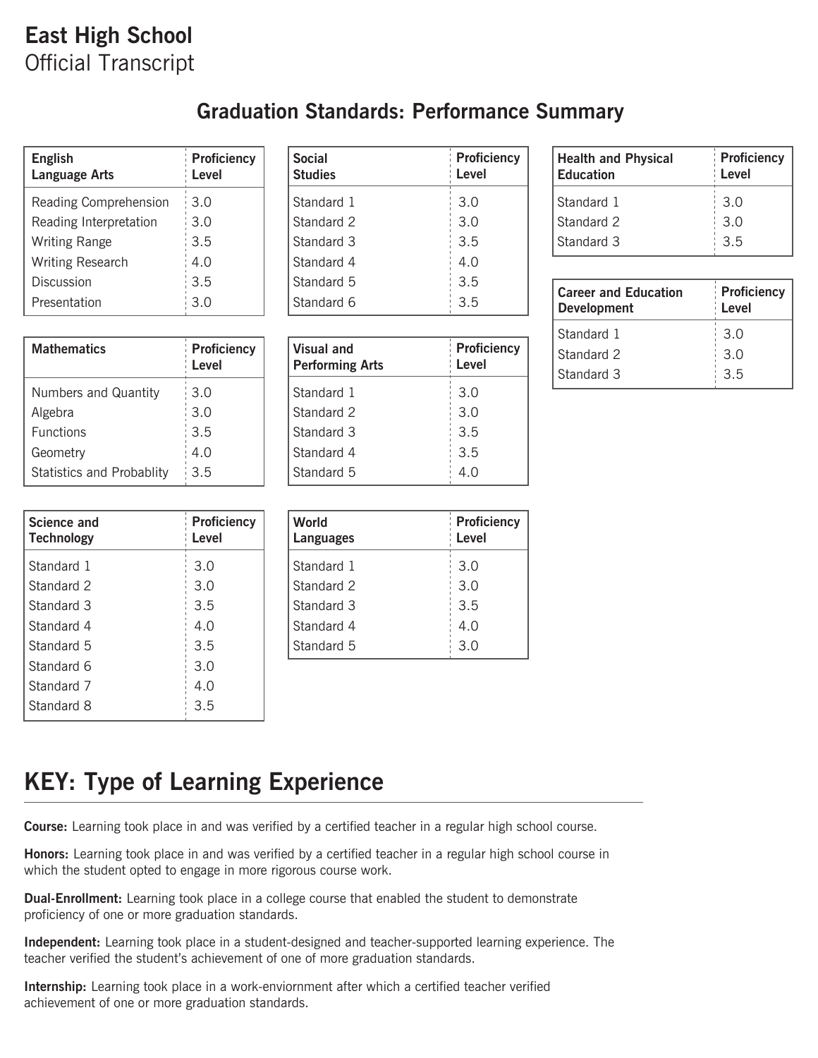# East High School

Official Transcript

## Graduation Standards: Performance Summary

| English Language Arts | Proficiency Level |
|---|---|
| Reading Comprehension | 3.0 |
| Reading Interpretation | 3.0 |
| Writing Range | 3.5 |
| Writing Research | 4.0 |
| Discussion | 3.5 |
| Presentation | 3.0 |

| Mathematics | Proficiency Level |
|---|---|
| Numbers and Quantity | 3.0 |
| Algebra | 3.0 |
| Functions | 3.5 |
| Geometry | 4.0 |
| Statistics and Probablity | 3.5 |

| Science and Technology | Proficiency Level |
|---|---|
| Standard 1 | 3.0 |
| Standard 2 | 3.0 |
| Standard 3 | 3.5 |
| Standard 4 | 4.0 |
| Standard 5 | 3.5 |
| Standard 6 | 3.0 |
| Standard 7 | 4.0 |
| Standard 8 | 3.5 |

| Social Studies | Proficiency Level |
|---|---|
| Standard 1 | 3.0 |
| Standard 2 | 3.0 |
| Standard 3 | 3.5 |
| Standard 4 | 4.0 |
| Standard 5 | 3.5 |
| Standard 6 | 3.5 |

| Visual and Performing Arts | Proficiency Level |
|---|---|
| Standard 1 | 3.0 |
| Standard 2 | 3.0 |
| Standard 3 | 3.5 |
| Standard 4 | 3.5 |
| Standard 5 | 4.0 |

| World Languages | Proficiency Level |
|---|---|
| Standard 1 | 3.0 |
| Standard 2 | 3.0 |
| Standard 3 | 3.5 |
| Standard 4 | 4.0 |
| Standard 5 | 3.0 |

| Health and Physical Education | Proficiency Level |
|---|---|
| Standard 1 | 3.0 |
| Standard 2 | 3.0 |
| Standard 3 | 3.5 |

| Career and Education Development | Proficiency Level |
|---|---|
| Standard 1 | 3.0 |
| Standard 2 | 3.0 |
| Standard 3 | 3.5 |

# KEY: Type of Learning Experience

**Course:** Learning took place in and was verified by a certified teacher in a regular high school course.

**Honors:** Learning took place in and was verified by a certified teacher in a regular high school course in which the student opted to engage in more rigorous course work.

**Dual-Enrollment:** Learning took place in a college course that enabled the student to demonstrate proficiency of one or more graduation standards.

**Independent:** Learning took place in a student-designed and teacher-supported learning experience. The teacher verified the student's achievement of one of more graduation standards.

**Internship:** Learning took place in a work-enviornment after which a certified teacher verified achievement of one or more graduation standards.